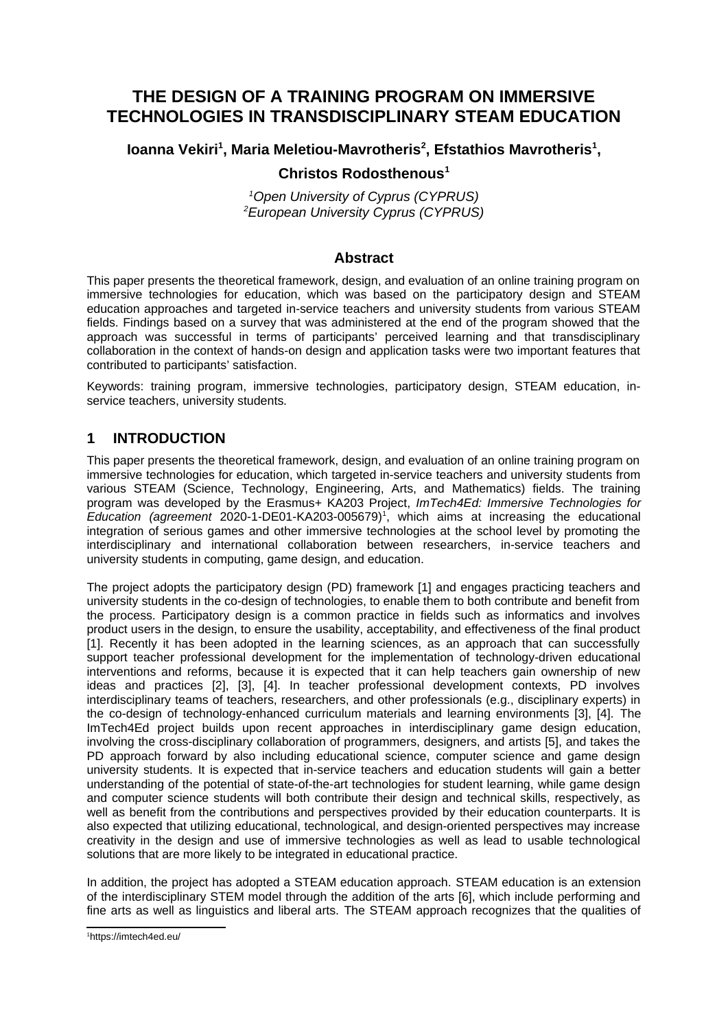# THE DESIGN OF A TRAINING PROGRAM ON IMMERSIVE TECHNOLOGIES IN TRANSDISCIPLINARY STEAM EDUCATION

**Ioanna Vekiri[1], Maria Meletiou-Mavrotheris[2], Efstathios Mavrotheris[1], Christos Rodosthenous[1]**

*[1]Open University of Cyprus (CYPRUS)*
*[2]European University Cyprus (CYPRUS)*

## Abstract

This paper presents the theoretical framework, design, and evaluation of an online training program on immersive technologies for education, which was based on the participatory design and STEAM education approaches and targeted in-service teachers and university students from various STEAM fields. Findings based on a survey that was administered at the end of the program showed that the approach was successful in terms of participants' perceived learning and that transdisciplinary collaboration in the context of hands-on design and application tasks were two important features that contributed to participants' satisfaction.

Keywords: training program, immersive technologies, participatory design, STEAM education, in-service teachers, university students.

## 1 INTRODUCTION

This paper presents the theoretical framework, design, and evaluation of an online training program on immersive technologies for education, which targeted in-service teachers and university students from various STEAM (Science, Technology, Engineering, Arts, and Mathematics) fields. The training program was developed by the Erasmus+ KA203 Project, *ImTech4Ed: Immersive Technologies for Education (agreement* 2020-1-DE01-KA203-005679)[1], which aims at increasing the educational integration of serious games and other immersive technologies at the school level by promoting the interdisciplinary and international collaboration between researchers, in-service teachers and university students in computing, game design, and education.

The project adopts the participatory design (PD) framework [1] and engages practicing teachers and university students in the co-design of technologies, to enable them to both contribute and benefit from the process. Participatory design is a common practice in fields such as informatics and involves product users in the design, to ensure the usability, acceptability, and effectiveness of the final product [1]. Recently it has been adopted in the learning sciences, as an approach that can successfully support teacher professional development for the implementation of technology-driven educational interventions and reforms, because it is expected that it can help teachers gain ownership of new ideas and practices [2], [3], [4]. In teacher professional development contexts, PD involves interdisciplinary teams of teachers, researchers, and other professionals (e.g., disciplinary experts) in the co-design of technology-enhanced curriculum materials and learning environments [3], [4]. The ImTech4Ed project builds upon recent approaches in interdisciplinary game design education, involving the cross-disciplinary collaboration of programmers, designers, and artists [5], and takes the PD approach forward by also including educational science, computer science and game design university students. It is expected that in-service teachers and education students will gain a better understanding of the potential of state-of-the-art technologies for student learning, while game design and computer science students will both contribute their design and technical skills, respectively, as well as benefit from the contributions and perspectives provided by their education counterparts. It is also expected that utilizing educational, technological, and design-oriented perspectives may increase creativity in the design and use of immersive technologies as well as lead to usable technological solutions that are more likely to be integrated in educational practice.

In addition, the project has adopted a STEAM education approach. STEAM education is an extension of the interdisciplinary STEM model through the addition of the arts [6], which include performing and fine arts as well as linguistics and liberal arts. The STEAM approach recognizes that the qualities of

[1]https://imtech4ed.eu/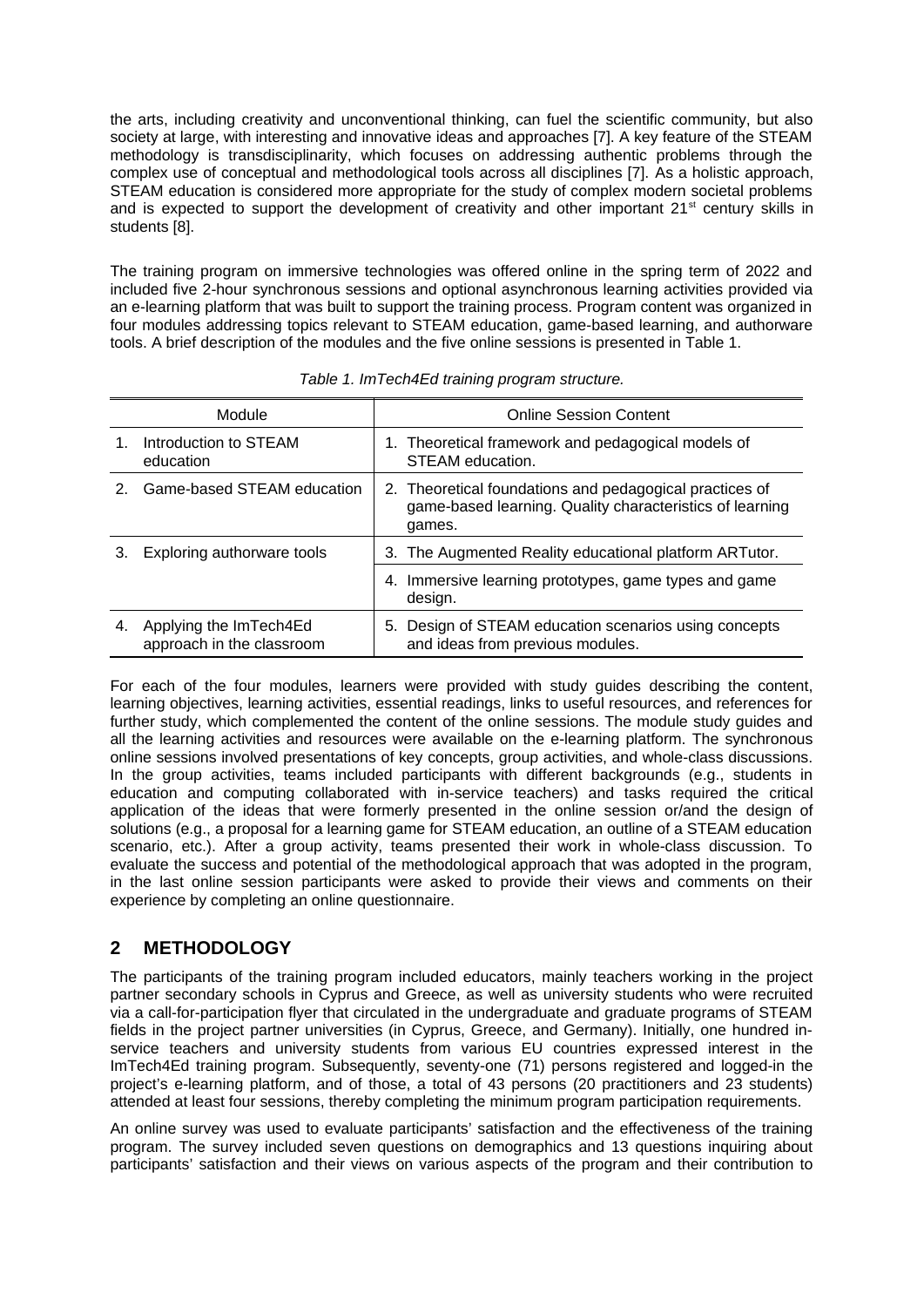the arts, including creativity and unconventional thinking, can fuel the scientific community, but also society at large, with interesting and innovative ideas and approaches [7]. A key feature of the STEAM methodology is transdisciplinarity, which focuses on addressing authentic problems through the complex use of conceptual and methodological tools across all disciplines [7]. As a holistic approach, STEAM education is considered more appropriate for the study of complex modern societal problems and is expected to support the development of creativity and other important 21st century skills in students [8].

The training program on immersive technologies was offered online in the spring term of 2022 and included five 2-hour synchronous sessions and optional asynchronous learning activities provided via an e-learning platform that was built to support the training process. Program content was organized in four modules addressing topics relevant to STEAM education, game-based learning, and authorware tools. A brief description of the modules and the five online sessions is presented in Table 1.

*Table 1. ImTech4Ed training program structure.*

| Module | Online Session Content |
|---|---|
| 1. Introduction to STEAM education | 1. Theoretical framework and pedagogical models of STEAM education. |
| 2. Game-based STEAM education | 2. Theoretical foundations and pedagogical practices of game-based learning. Quality characteristics of learning games. |
| 3. Exploring authorware tools | 3. The Augmented Reality educational platform ARTutor. |
| | 4. Immersive learning prototypes, game types and game design. |
| 4. Applying the ImTech4Ed approach in the classroom | 5. Design of STEAM education scenarios using concepts and ideas from previous modules. |

For each of the four modules, learners were provided with study guides describing the content, learning objectives, learning activities, essential readings, links to useful resources, and references for further study, which complemented the content of the online sessions. The module study guides and all the learning activities and resources were available on the e-learning platform. The synchronous online sessions involved presentations of key concepts, group activities, and whole-class discussions. In the group activities, teams included participants with different backgrounds (e.g., students in education and computing collaborated with in-service teachers) and tasks required the critical application of the ideas that were formerly presented in the online session or/and the design of solutions (e.g., a proposal for a learning game for STEAM education, an outline of a STEAM education scenario, etc.). After a group activity, teams presented their work in whole-class discussion. To evaluate the success and potential of the methodological approach that was adopted in the program, in the last online session participants were asked to provide their views and comments on their experience by completing an online questionnaire.

## 2 METHODOLOGY

The participants of the training program included educators, mainly teachers working in the project partner secondary schools in Cyprus and Greece, as well as university students who were recruited via a call-for-participation flyer that circulated in the undergraduate and graduate programs of STEAM fields in the project partner universities (in Cyprus, Greece, and Germany). Initially, one hundred in-service teachers and university students from various EU countries expressed interest in the ImTech4Ed training program. Subsequently, seventy-one (71) persons registered and logged-in the project's e-learning platform, and of those, a total of 43 persons (20 practitioners and 23 students) attended at least four sessions, thereby completing the minimum program participation requirements.

An online survey was used to evaluate participants' satisfaction and the effectiveness of the training program. The survey included seven questions on demographics and 13 questions inquiring about participants' satisfaction and their views on various aspects of the program and their contribution to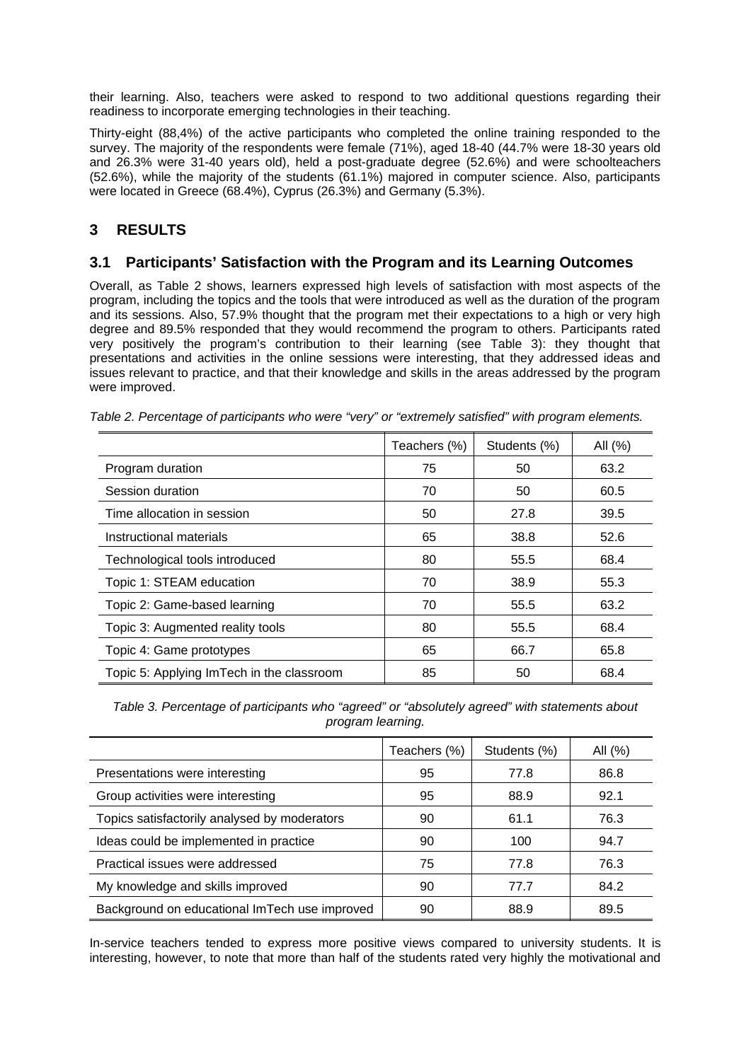their learning. Also, teachers were asked to respond to two additional questions regarding their readiness to incorporate emerging technologies in their teaching.

Thirty-eight (88,4%) of the active participants who completed the online training responded to the survey. The majority of the respondents were female (71%), aged 18-40 (44.7% were 18-30 years old and 26.3% were 31-40 years old), held a post-graduate degree (52.6%) and were schoolteachers (52.6%), while the majority of the students (61.1%) majored in computer science. Also, participants were located in Greece (68.4%), Cyprus (26.3%) and Germany (5.3%).

# 3 RESULTS

## 3.1 Participants' Satisfaction with the Program and its Learning Outcomes

Overall, as Table 2 shows, learners expressed high levels of satisfaction with most aspects of the program, including the topics and the tools that were introduced as well as the duration of the program and its sessions. Also, 57.9% thought that the program met their expectations to a high or very high degree and 89.5% responded that they would recommend the program to others. Participants rated very positively the program's contribution to their learning (see Table 3): they thought that presentations and activities in the online sessions were interesting, that they addressed ideas and issues relevant to practice, and that their knowledge and skills in the areas addressed by the program were improved.

*Table 2. Percentage of participants who were "very" or "extremely satisfied" with program elements.*

| | Teachers (%) | Students (%) | All (%) |
|---|---|---|---|
| Program duration | 75 | 50 | 63.2 |
| Session duration | 70 | 50 | 60.5 |
| Time allocation in session | 50 | 27.8 | 39.5 |
| Instructional materials | 65 | 38.8 | 52.6 |
| Technological tools introduced | 80 | 55.5 | 68.4 |
| Topic 1: STEAM education | 70 | 38.9 | 55.3 |
| Topic 2: Game-based learning | 70 | 55.5 | 63.2 |
| Topic 3: Augmented reality tools | 80 | 55.5 | 68.4 |
| Topic 4: Game prototypes | 65 | 66.7 | 65.8 |
| Topic 5: Applying ImTech in the classroom | 85 | 50 | 68.4 |

*Table 3. Percentage of participants who "agreed" or "absolutely agreed" with statements about program learning.*

| | Teachers (%) | Students (%) | All (%) |
|---|---|---|---|
| Presentations were interesting | 95 | 77.8 | 86.8 |
| Group activities were interesting | 95 | 88.9 | 92.1 |
| Topics satisfactorily analysed by moderators | 90 | 61.1 | 76.3 |
| Ideas could be implemented in practice | 90 | 100 | 94.7 |
| Practical issues were addressed | 75 | 77.8 | 76.3 |
| My knowledge and skills improved | 90 | 77.7 | 84.2 |
| Background on educational ImTech use improved | 90 | 88.9 | 89.5 |

In-service teachers tended to express more positive views compared to university students. It is interesting, however, to note that more than half of the students rated very highly the motivational and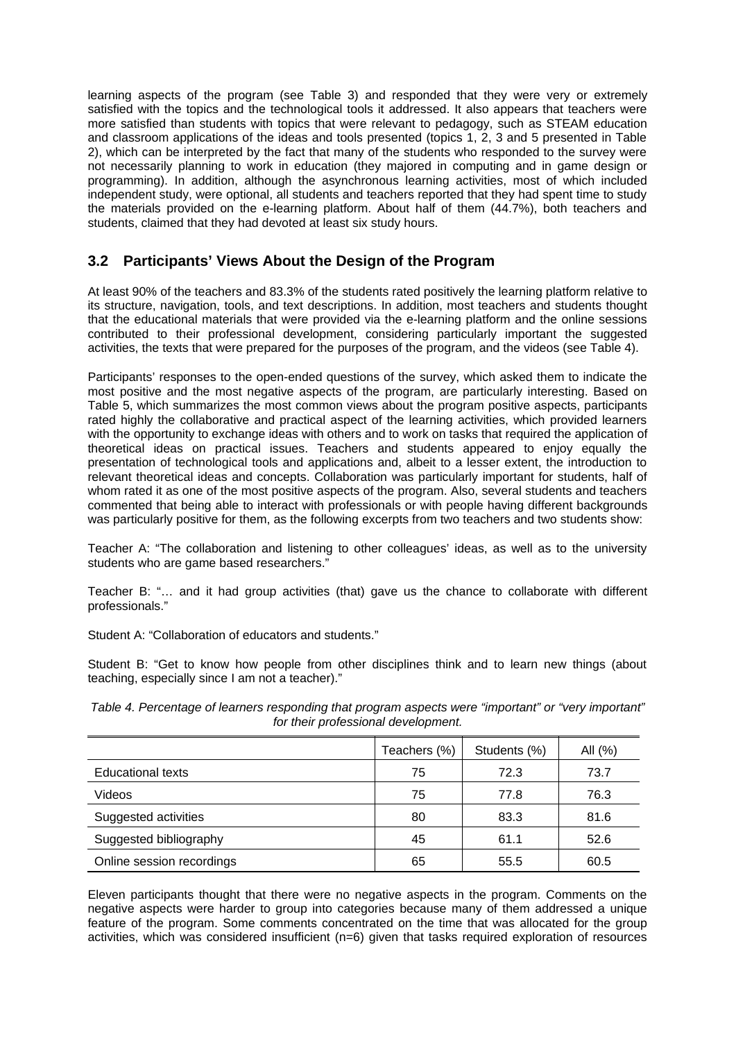learning aspects of the program (see Table 3) and responded that they were very or extremely satisfied with the topics and the technological tools it addressed. It also appears that teachers were more satisfied than students with topics that were relevant to pedagogy, such as STEAM education and classroom applications of the ideas and tools presented (topics 1, 2, 3 and 5 presented in Table 2), which can be interpreted by the fact that many of the students who responded to the survey were not necessarily planning to work in education (they majored in computing and in game design or programming). In addition, although the asynchronous learning activities, most of which included independent study, were optional, all students and teachers reported that they had spent time to study the materials provided on the e-learning platform. About half of them (44.7%), both teachers and students, claimed that they had devoted at least six study hours.

## 3.2 Participants' Views About the Design of the Program

At least 90% of the teachers and 83.3% of the students rated positively the learning platform relative to its structure, navigation, tools, and text descriptions. In addition, most teachers and students thought that the educational materials that were provided via the e-learning platform and the online sessions contributed to their professional development, considering particularly important the suggested activities, the texts that were prepared for the purposes of the program, and the videos (see Table 4).

Participants' responses to the open-ended questions of the survey, which asked them to indicate the most positive and the most negative aspects of the program, are particularly interesting. Based on Table 5, which summarizes the most common views about the program positive aspects, participants rated highly the collaborative and practical aspect of the learning activities, which provided learners with the opportunity to exchange ideas with others and to work on tasks that required the application of theoretical ideas on practical issues. Teachers and students appeared to enjoy equally the presentation of technological tools and applications and, albeit to a lesser extent, the introduction to relevant theoretical ideas and concepts. Collaboration was particularly important for students, half of whom rated it as one of the most positive aspects of the program. Also, several students and teachers commented that being able to interact with professionals or with people having different backgrounds was particularly positive for them, as the following excerpts from two teachers and two students show:

Teacher A: "The collaboration and listening to other colleagues' ideas, as well as to the university students who are game based researchers."

Teacher B: "… and it had group activities (that) gave us the chance to collaborate with different professionals."

Student A: "Collaboration of educators and students."

Student B: "Get to know how people from other disciplines think and to learn new things (about teaching, especially since I am not a teacher)."

*Table 4. Percentage of learners responding that program aspects were "important" or "very important" for their professional development.*

| | Teachers (%) | Students (%) | All (%) |
|---|---|---|---|
| Educational texts | 75 | 72.3 | 73.7 |
| Videos | 75 | 77.8 | 76.3 |
| Suggested activities | 80 | 83.3 | 81.6 |
| Suggested bibliography | 45 | 61.1 | 52.6 |
| Online session recordings | 65 | 55.5 | 60.5 |

Eleven participants thought that there were no negative aspects in the program. Comments on the negative aspects were harder to group into categories because many of them addressed a unique feature of the program. Some comments concentrated on the time that was allocated for the group activities, which was considered insufficient (n=6) given that tasks required exploration of resources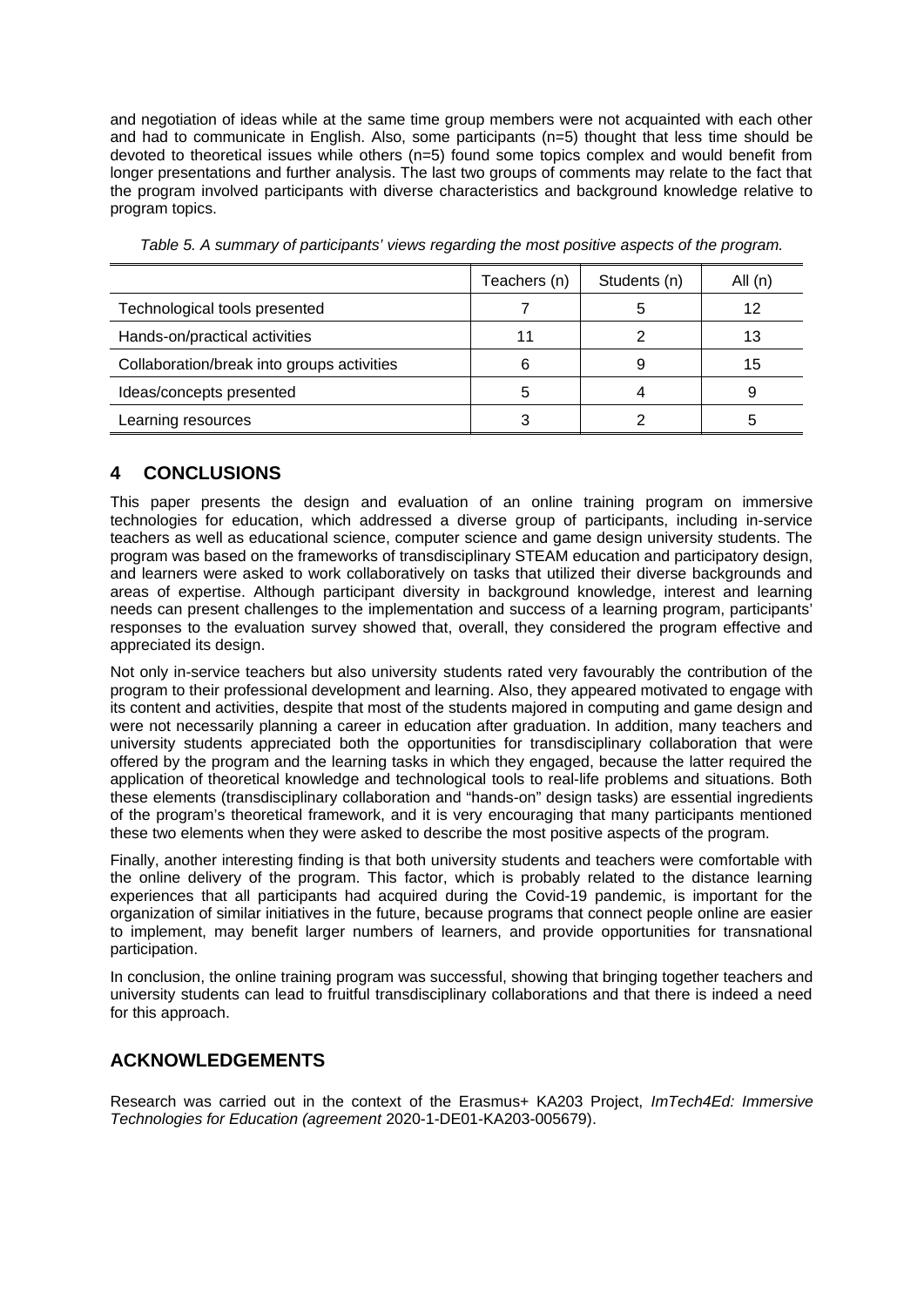and negotiation of ideas while at the same time group members were not acquainted with each other and had to communicate in English. Also, some participants (n=5) thought that less time should be devoted to theoretical issues while others (n=5) found some topics complex and would benefit from longer presentations and further analysis. The last two groups of comments may relate to the fact that the program involved participants with diverse characteristics and background knowledge relative to program topics.

*Table 5. A summary of participants' views regarding the most positive aspects of the program.*

| | Teachers (n) | Students (n) | All (n) |
|---|---|---|---|
| Technological tools presented | 7 | 5 | 12 |
| Hands-on/practical activities | 11 | 2 | 13 |
| Collaboration/break into groups activities | 6 | 9 | 15 |
| Ideas/concepts presented | 5 | 4 | 9 |
| Learning resources | 3 | 2 | 5 |

## 4 CONCLUSIONS

This paper presents the design and evaluation of an online training program on immersive technologies for education, which addressed a diverse group of participants, including in-service teachers as well as educational science, computer science and game design university students. The program was based on the frameworks of transdisciplinary STEAM education and participatory design, and learners were asked to work collaboratively on tasks that utilized their diverse backgrounds and areas of expertise. Although participant diversity in background knowledge, interest and learning needs can present challenges to the implementation and success of a learning program, participants' responses to the evaluation survey showed that, overall, they considered the program effective and appreciated its design.

Not only in-service teachers but also university students rated very favourably the contribution of the program to their professional development and learning. Also, they appeared motivated to engage with its content and activities, despite that most of the students majored in computing and game design and were not necessarily planning a career in education after graduation. In addition, many teachers and university students appreciated both the opportunities for transdisciplinary collaboration that were offered by the program and the learning tasks in which they engaged, because the latter required the application of theoretical knowledge and technological tools to real-life problems and situations. Both these elements (transdisciplinary collaboration and "hands-on" design tasks) are essential ingredients of the program's theoretical framework, and it is very encouraging that many participants mentioned these two elements when they were asked to describe the most positive aspects of the program.

Finally, another interesting finding is that both university students and teachers were comfortable with the online delivery of the program. This factor, which is probably related to the distance learning experiences that all participants had acquired during the Covid-19 pandemic, is important for the organization of similar initiatives in the future, because programs that connect people online are easier to implement, may benefit larger numbers of learners, and provide opportunities for transnational participation.

In conclusion, the online training program was successful, showing that bringing together teachers and university students can lead to fruitful transdisciplinary collaborations and that there is indeed a need for this approach.

## ACKNOWLEDGEMENTS

Research was carried out in the context of the Erasmus+ KA203 Project, *ImTech4Ed: Immersive Technologies for Education (agreement* 2020-1-DE01-KA203-005679).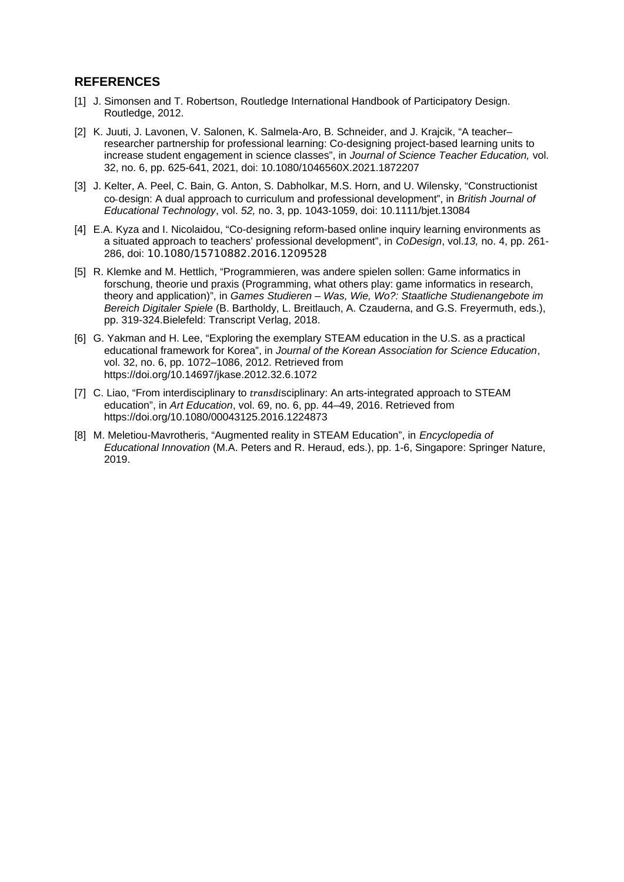## REFERENCES

[1] J. Simonsen and T. Robertson, Routledge International Handbook of Participatory Design. Routledge, 2012.

[2] K. Juuti, J. Lavonen, V. Salonen, K. Salmela-Aro, B. Schneider, and J. Krajcik, "A teacher–researcher partnership for professional learning: Co-designing project-based learning units to increase student engagement in science classes", in *Journal of Science Teacher Education,* vol. 32, no. 6, pp. 625-641, 2021, doi: 10.1080/1046560X.2021.1872207

[3] J. Kelter, A. Peel, C. Bain, G. Anton, S. Dabholkar, M.S. Horn, and U. Wilensky, "Constructionist co-design: A dual approach to curriculum and professional development", in *British Journal of Educational Technology*, vol. *52,* no. 3, pp. 1043-1059, doi: 10.1111/bjet.13084

[4] E.A. Kyza and I. Nicolaidou, "Co-designing reform-based online inquiry learning environments as a situated approach to teachers' professional development", in *CoDesign*, vol.*13,* no. 4, pp. 261-286, doi: 10.1080/15710882.2016.1209528

[5] R. Klemke and M. Hettlich, "Programmieren, was andere spielen sollen: Game informatics in forschung, theorie und praxis (Programming, what others play: game informatics in research, theory and application)", in *Games Studieren – Was, Wie, Wo?: Staatliche Studienangebote im Bereich Digitaler Spiele* (B. Bartholdy, L. Breitlauch, A. Czauderna, and G.S. Freyermuth, eds.), pp. 319-324.Bielefeld: Transcript Verlag, 2018.

[6] G. Yakman and H. Lee, "Exploring the exemplary STEAM education in the U.S. as a practical educational framework for Korea", in *Journal of the Korean Association for Science Education*, vol. 32, no. 6, pp. 1072–1086, 2012. Retrieved from https://doi.org/10.14697/jkase.2012.32.6.1072

[7] C. Liao, "From interdisciplinary to *transd*isciplinary: An arts-integrated approach to STEAM education", in *Art Education*, vol. 69, no. 6, pp. 44–49, 2016. Retrieved from https://doi.org/10.1080/00043125.2016.1224873

[8] M. Meletiou-Mavrotheris, "Augmented reality in STEAM Education", in *Encyclopedia of Educational Innovation* (M.A. Peters and R. Heraud, eds.), pp. 1-6, Singapore: Springer Nature, 2019.